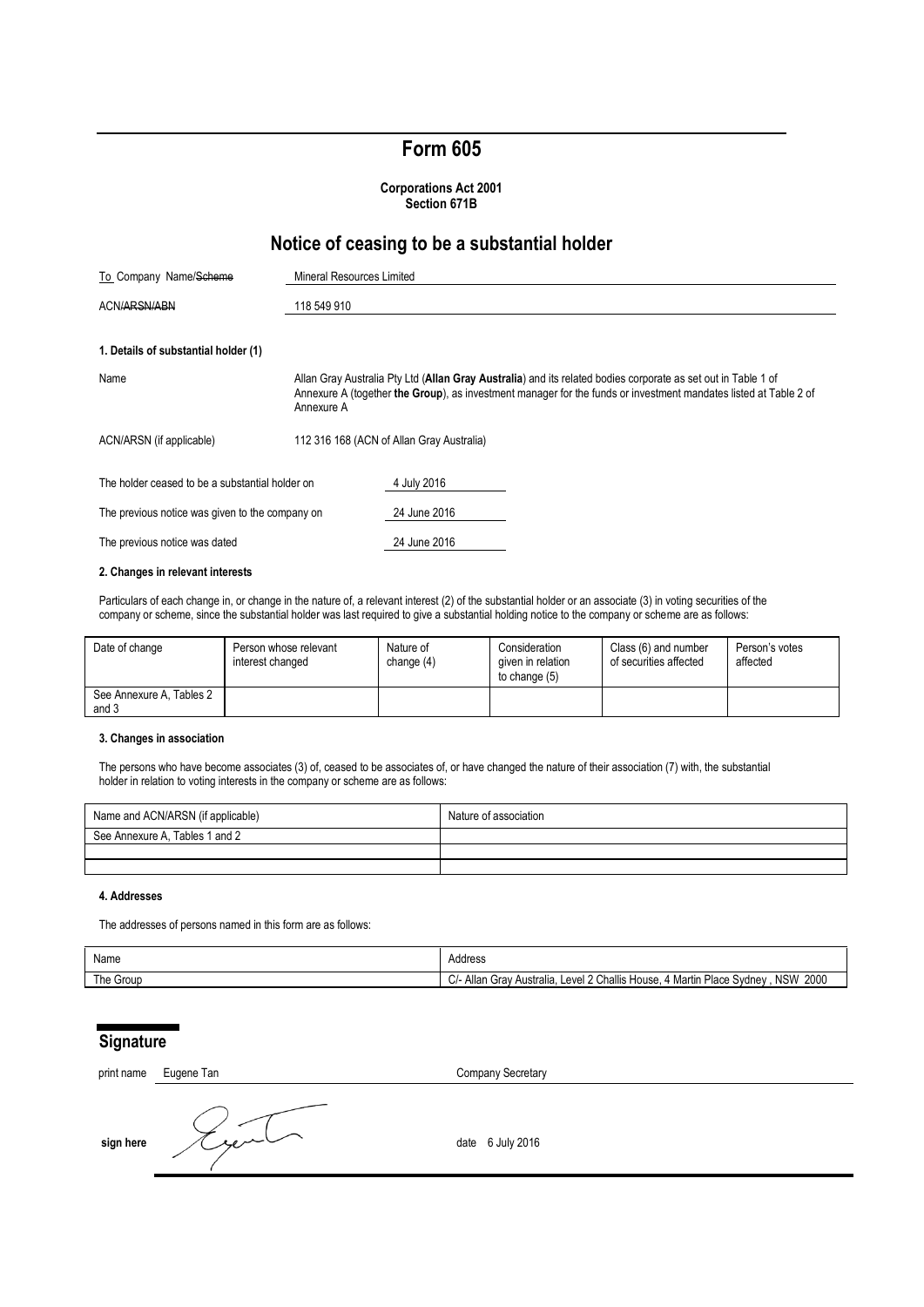# Form 605

**Corporations Act 2001**
**Section 671B**

## Notice of ceasing to be a substantial holder

| To Company Name/~~Scheme~~ | Mineral Resources Limited |
|---|---|
| ACN/~~ARSN/ABN~~ | 118 549 910 |

### 1. Details of substantial holder (1)

| | |
|---|---|
| Name | Allan Gray Australia Pty Ltd (**Allan Gray Australia**) and its related bodies corporate as set out in Table 1 of Annexure A (together **the Group**), as investment manager for the funds or investment mandates listed at Table 2 of Annexure A |
| ACN/ARSN (if applicable) | 112 316 168 (ACN of Allan Gray Australia) |

| | |
|---|---|
| The holder ceased to be a substantial holder on | 4 July 2016 |
| The previous notice was given to the company on | 24 June 2016 |
| The previous notice was dated | 24 June 2016 |

### 2. Changes in relevant interests

Particulars of each change in, or change in the nature of, a relevant interest (2) of the substantial holder or an associate (3) in voting securities of the company or scheme, since the substantial holder was last required to give a substantial holding notice to the company or scheme are as follows:

| Date of change | Person whose relevant interest changed | Nature of change (4) | Consideration given in relation to change (5) | Class (6) and number of securities affected | Person's votes affected |
|---|---|---|---|---|---|
| See Annexure A, Tables 2 and 3 | | | | | |

### 3. Changes in association

The persons who have become associates (3) of, ceased to be associates of, or have changed the nature of their association (7) with, the substantial holder in relation to voting interests in the company or scheme are as follows:

| Name and ACN/ARSN (if applicable) | Nature of association |
|---|---|
| See Annexure A, Tables 1 and 2 | |
| | |
| | |

### 4. Addresses

The addresses of persons named in this form are as follows:

| Name | Address |
|---|---|
| The Group | C/- Allan Gray Australia, Level 2 Challis House, 4 Martin Place Sydney , NSW 2000 |

## Signature

print name Eugene Tan Company Secretary

**sign here** date 6 July 2016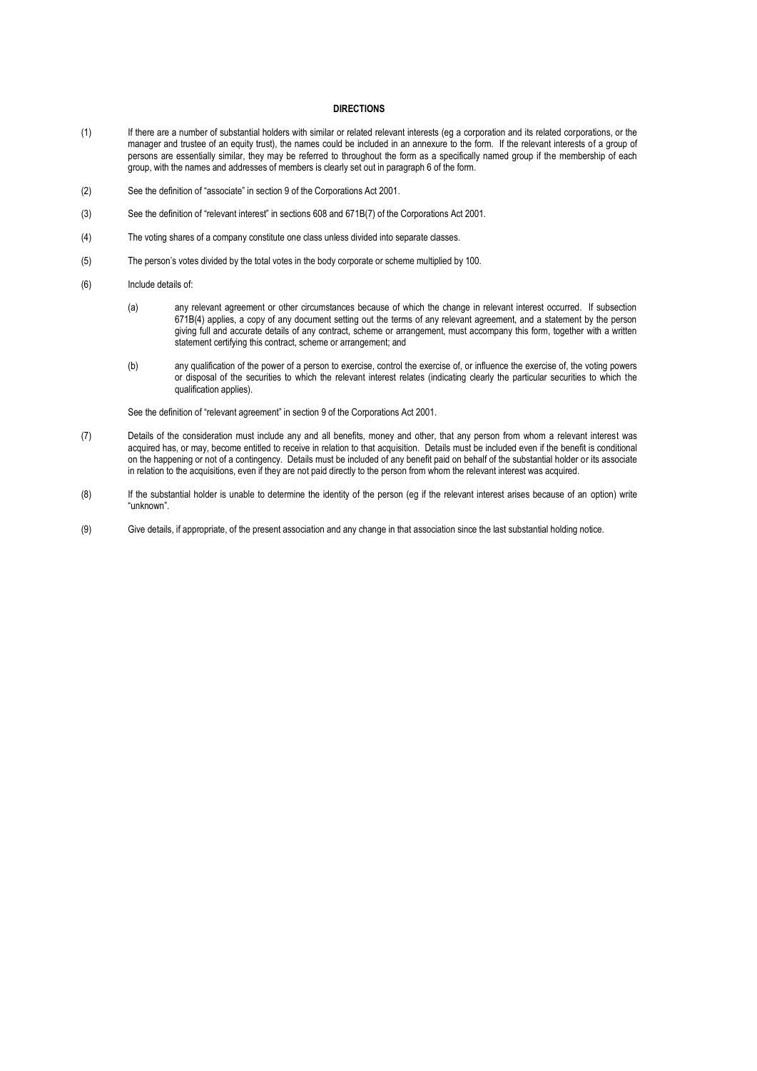**DIRECTIONS**

(1) If there are a number of substantial holders with similar or related relevant interests (eg a corporation and its related corporations, or the manager and trustee of an equity trust), the names could be included in an annexure to the form. If the relevant interests of a group of persons are essentially similar, they may be referred to throughout the form as a specifically named group if the membership of each group, with the names and addresses of members is clearly set out in paragraph 6 of the form.

(2) See the definition of "associate" in section 9 of the Corporations Act 2001.

(3) See the definition of "relevant interest" in sections 608 and 671B(7) of the Corporations Act 2001.

(4) The voting shares of a company constitute one class unless divided into separate classes.

(5) The person's votes divided by the total votes in the body corporate or scheme multiplied by 100.

(6) Include details of:

(a) any relevant agreement or other circumstances because of which the change in relevant interest occurred. If subsection 671B(4) applies, a copy of any document setting out the terms of any relevant agreement, and a statement by the person giving full and accurate details of any contract, scheme or arrangement, must accompany this form, together with a written statement certifying this contract, scheme or arrangement; and

(b) any qualification of the power of a person to exercise, control the exercise of, or influence the exercise of, the voting powers or disposal of the securities to which the relevant interest relates (indicating clearly the particular securities to which the qualification applies).

See the definition of "relevant agreement" in section 9 of the Corporations Act 2001.

(7) Details of the consideration must include any and all benefits, money and other, that any person from whom a relevant interest was acquired has, or may, become entitled to receive in relation to that acquisition. Details must be included even if the benefit is conditional on the happening or not of a contingency. Details must be included of any benefit paid on behalf of the substantial holder or its associate in relation to the acquisitions, even if they are not paid directly to the person from whom the relevant interest was acquired.

(8) If the substantial holder is unable to determine the identity of the person (eg if the relevant interest arises because of an option) write "unknown".

(9) Give details, if appropriate, of the present association and any change in that association since the last substantial holding notice.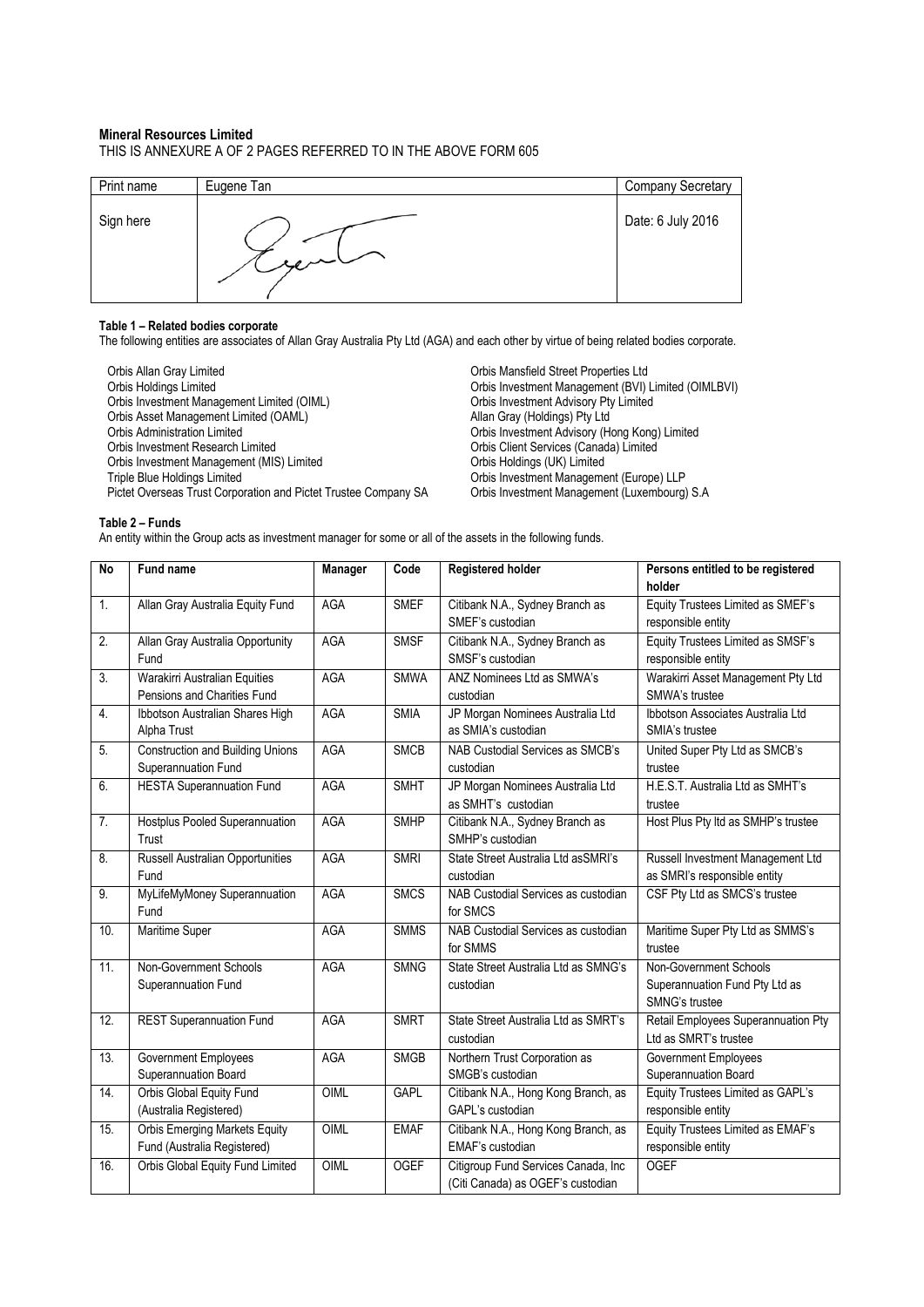**Mineral Resources Limited**

THIS IS ANNEXURE A OF 2 PAGES REFERRED TO IN THE ABOVE FORM 605

| Print name | Eugene Tan | Company Secretary |
|---|---|---|
| Sign here | | Date: 6 July 2016 |

**Table 1 – Related bodies corporate**

The following entities are associates of Allan Gray Australia Pty Ltd (AGA) and each other by virtue of being related bodies corporate.

Orbis Allan Gray Limited
Orbis Holdings Limited
Orbis Investment Management Limited (OIML)
Orbis Asset Management Limited (OAML)
Orbis Administration Limited
Orbis Investment Research Limited
Orbis Investment Management (MIS) Limited
Triple Blue Holdings Limited
Pictet Overseas Trust Corporation and Pictet Trustee Company SA
Orbis Mansfield Street Properties Ltd
Orbis Investment Management (BVI) Limited (OIMLBVI)
Orbis Investment Advisory Pty Limited
Allan Gray (Holdings) Pty Ltd
Orbis Investment Advisory (Hong Kong) Limited
Orbis Client Services (Canada) Limited
Orbis Holdings (UK) Limited
Orbis Investment Management (Europe) LLP
Orbis Investment Management (Luxembourg) S.A

**Table 2 – Funds**

An entity within the Group acts as investment manager for some or all of the assets in the following funds.

| No | Fund name | Manager | Code | Registered holder | Persons entitled to be registered holder |
|---|---|---|---|---|---|
| 1. | Allan Gray Australia Equity Fund | AGA | SMEF | Citibank N.A., Sydney Branch as SMEF's custodian | Equity Trustees Limited as SMEF's responsible entity |
| 2. | Allan Gray Australia Opportunity Fund | AGA | SMSF | Citibank N.A., Sydney Branch as SMSF's custodian | Equity Trustees Limited as SMSF's responsible entity |
| 3. | Warakirri Australian Equities Pensions and Charities Fund | AGA | SMWA | ANZ Nominees Ltd as SMWA's custodian | Warakirri Asset Management Pty Ltd SMWA's trustee |
| 4. | Ibbotson Australian Shares High Alpha Trust | AGA | SMIA | JP Morgan Nominees Australia Ltd as SMIA's custodian | Ibbotson Associates Australia Ltd SMIA's trustee |
| 5. | Construction and Building Unions Superannuation Fund | AGA | SMCB | NAB Custodial Services as SMCB's custodian | United Super Pty Ltd as SMCB's trustee |
| 6. | HESTA Superannuation Fund | AGA | SMHT | JP Morgan Nominees Australia Ltd as SMHT's custodian | H.E.S.T. Australia Ltd as SMHT's trustee |
| 7. | Hostplus Pooled Superannuation Trust | AGA | SMHP | Citibank N.A., Sydney Branch as SMHP's custodian | Host Plus Pty ltd as SMHP's trustee |
| 8. | Russell Australian Opportunities Fund | AGA | SMRI | State Street Australia Ltd asSMRI's custodian | Russell Investment Management Ltd as SMRI's responsible entity |
| 9. | MyLifeMyMoney Superannuation Fund | AGA | SMCS | NAB Custodial Services as custodian for SMCS | CSF Pty Ltd as SMCS's trustee |
| 10. | Maritime Super | AGA | SMMS | NAB Custodial Services as custodian for SMMS | Maritime Super Pty Ltd as SMMS's trustee |
| 11. | Non-Government Schools Superannuation Fund | AGA | SMNG | State Street Australia Ltd as SMNG's custodian | Non-Government Schools Superannuation Fund Pty Ltd as SMNG's trustee |
| 12. | REST Superannuation Fund | AGA | SMRT | State Street Australia Ltd as SMRT's custodian | Retail Employees Superannuation Pty Ltd as SMRT's trustee |
| 13. | Government Employees Superannuation Board | AGA | SMGB | Northern Trust Corporation as SMGB's custodian | Government Employees Superannuation Board |
| 14. | Orbis Global Equity Fund (Australia Registered) | OIML | GAPL | Citibank N.A., Hong Kong Branch, as GAPL's custodian | Equity Trustees Limited as GAPL's responsible entity |
| 15. | Orbis Emerging Markets Equity Fund (Australia Registered) | OIML | EMAF | Citibank N.A., Hong Kong Branch, as EMAF's custodian | Equity Trustees Limited as EMAF's responsible entity |
| 16. | Orbis Global Equity Fund Limited | OIML | OGEF | Citigroup Fund Services Canada, Inc (Citi Canada) as OGEF's custodian | OGEF |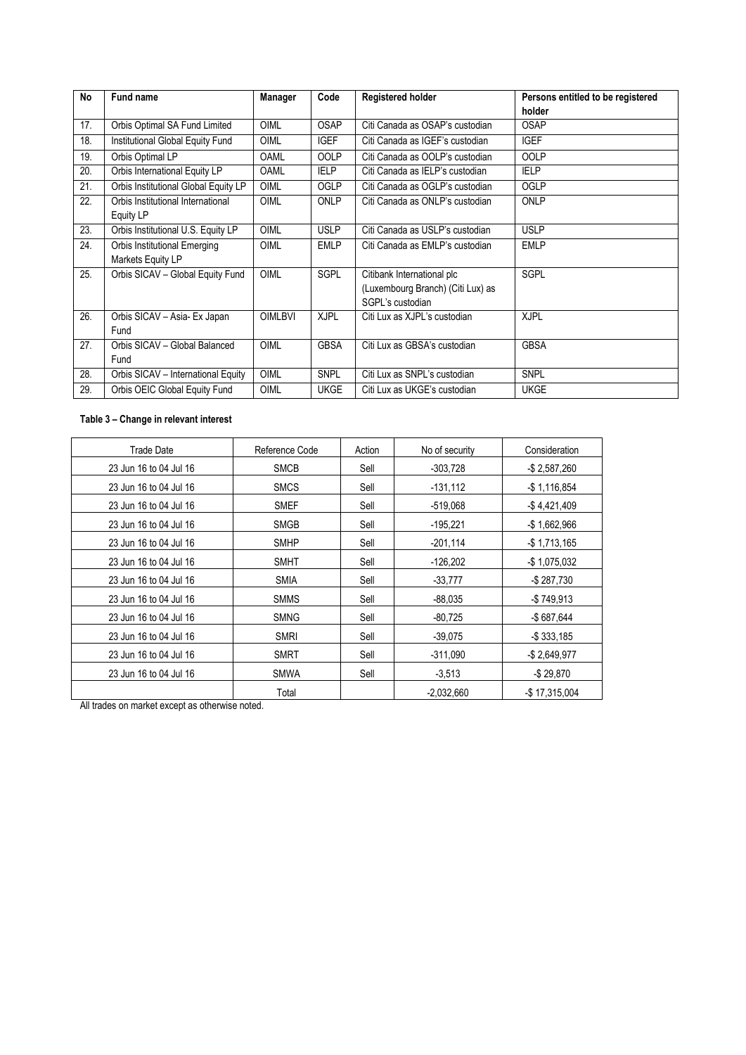| No | Fund name | Manager | Code | Registered holder | Persons entitled to be registered holder |
|---|---|---|---|---|---|
| 17. | Orbis Optimal SA Fund Limited | OIML | OSAP | Citi Canada as OSAP's custodian | OSAP |
| 18. | Institutional Global Equity Fund | OIML | IGEF | Citi Canada as IGEF's custodian | IGEF |
| 19. | Orbis Optimal LP | OAML | OOLP | Citi Canada as OOLP's custodian | OOLP |
| 20. | Orbis International Equity LP | OAML | IELP | Citi Canada as IELP's custodian | IELP |
| 21. | Orbis Institutional Global Equity LP | OIML | OGLP | Citi Canada as OGLP's custodian | OGLP |
| 22. | Orbis Institutional International Equity LP | OIML | ONLP | Citi Canada as ONLP's custodian | ONLP |
| 23. | Orbis Institutional U.S. Equity LP | OIML | USLP | Citi Canada as USLP's custodian | USLP |
| 24. | Orbis Institutional Emerging Markets Equity LP | OIML | EMLP | Citi Canada as EMLP's custodian | EMLP |
| 25. | Orbis SICAV – Global Equity Fund | OIML | SGPL | Citibank International plc (Luxembourg Branch) (Citi Lux) as SGPL's custodian | SGPL |
| 26. | Orbis SICAV – Asia- Ex Japan Fund | OIMLBVI | XJPL | Citi Lux as XJPL's custodian | XJPL |
| 27. | Orbis SICAV – Global Balanced Fund | OIML | GBSA | Citi Lux as GBSA's custodian | GBSA |
| 28. | Orbis SICAV – International Equity | OIML | SNPL | Citi Lux as SNPL's custodian | SNPL |
| 29. | Orbis OEIC Global Equity Fund | OIML | UKGE | Citi Lux as UKGE's custodian | UKGE |

**Table 3 – Change in relevant interest**

| Trade Date | Reference Code | Action | No of security | Consideration |
|---|---|---|---|---|
| 23 Jun 16 to 04 Jul 16 | SMCB | Sell | -303,728 | -$ 2,587,260 |
| 23 Jun 16 to 04 Jul 16 | SMCS | Sell | -131,112 | -$ 1,116,854 |
| 23 Jun 16 to 04 Jul 16 | SMEF | Sell | -519,068 | -$ 4,421,409 |
| 23 Jun 16 to 04 Jul 16 | SMGB | Sell | -195,221 | -$ 1,662,966 |
| 23 Jun 16 to 04 Jul 16 | SMHP | Sell | -201,114 | -$ 1,713,165 |
| 23 Jun 16 to 04 Jul 16 | SMHT | Sell | -126,202 | -$ 1,075,032 |
| 23 Jun 16 to 04 Jul 16 | SMIA | Sell | -33,777 | -$ 287,730 |
| 23 Jun 16 to 04 Jul 16 | SMMS | Sell | -88,035 | -$ 749,913 |
| 23 Jun 16 to 04 Jul 16 | SMNG | Sell | -80,725 | -$ 687,644 |
| 23 Jun 16 to 04 Jul 16 | SMRI | Sell | -39,075 | -$ 333,185 |
| 23 Jun 16 to 04 Jul 16 | SMRT | Sell | -311,090 | -$ 2,649,977 |
| 23 Jun 16 to 04 Jul 16 | SMWA | Sell | -3,513 | -$ 29,870 |
| | Total | | -2,032,660 | -$ 17,315,004 |

All trades on market except as otherwise noted.